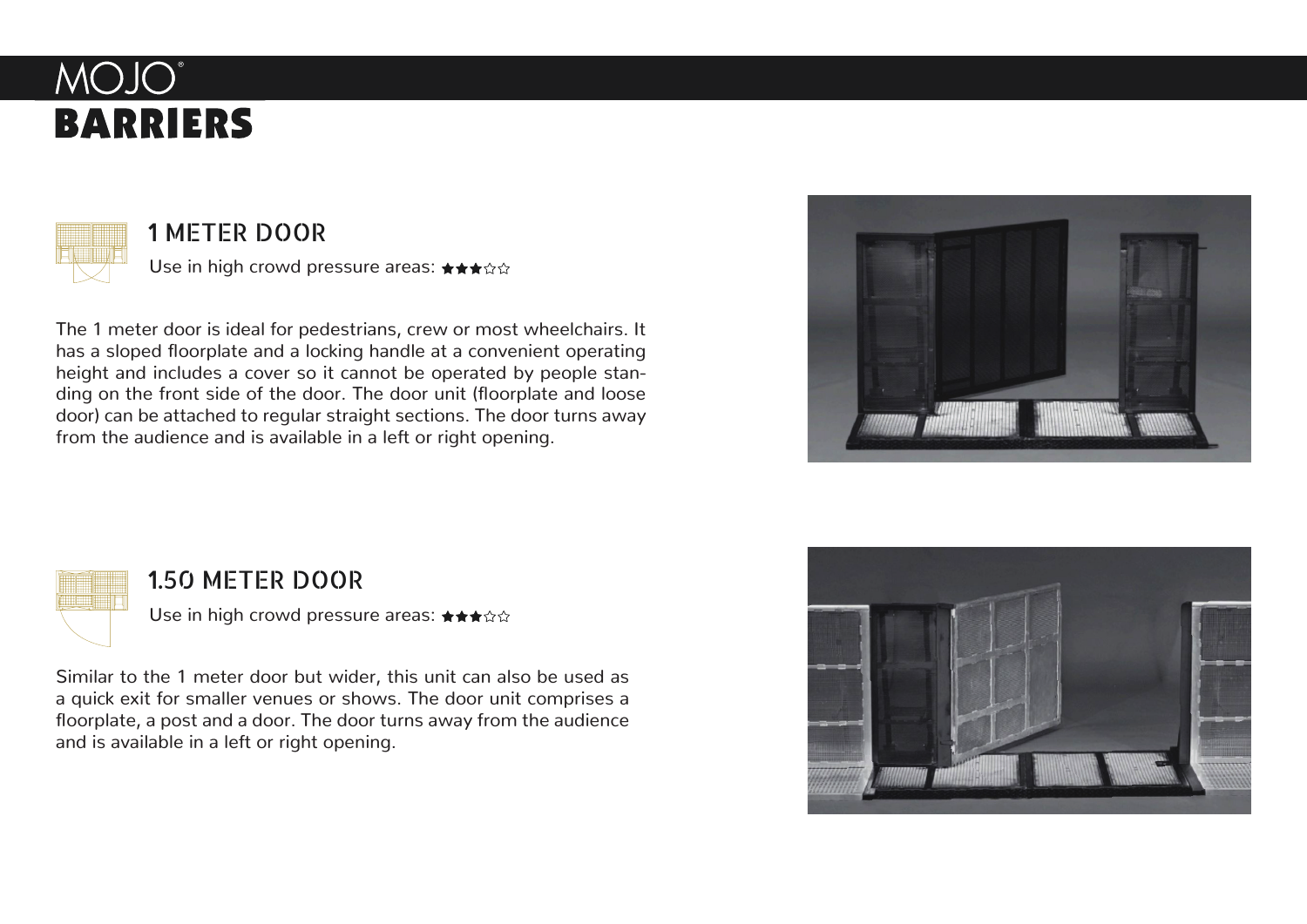# MOJO® BARRIERS

## 1 METER DOOR

Use in high crowd pressure areas: ★★★☆☆

The 1 meter door is ideal for pedestrians, crew or most wheelchairs. It has a sloped floorplate and a locking handle at a convenient operating height and includes a cover so it cannot be operated by people standing on the front side of the door. The door unit (floorplate and loose door) can be attached to regular straight sections. The door turns away from the audience and is available in a left or right opening.

## 1.50 METER DOOR

Use in high crowd pressure areas: ★★★☆☆

Similar to the 1 meter door but wider, this unit can also be used as a quick exit for smaller venues or shows. The door unit comprises a floorplate, a post and a door. The door turns away from the audience and is available in a left or right opening.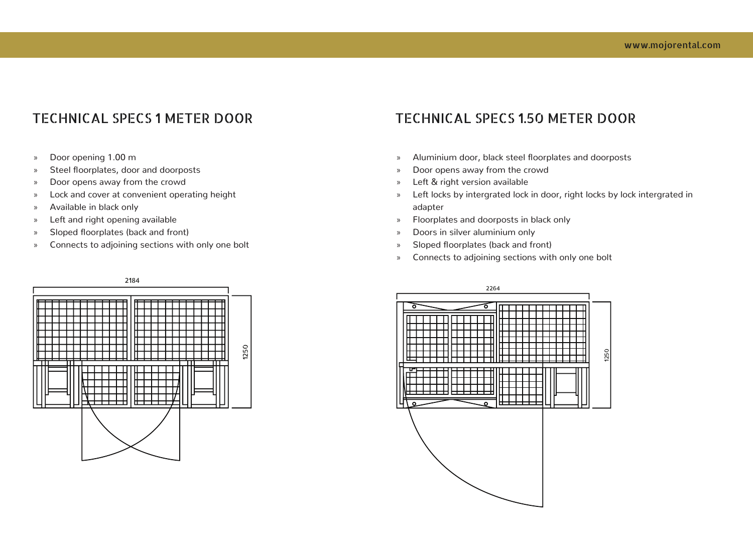## TECHNICAL SPECS 1 METER DOOR

- Door opening 1.00 m
- Steel floorplates, door and doorposts
- Door opens away from the crowd
- Lock and cover at convenient operating height
- Available in black only
- Left and right opening available
- Sloped floorplates (back and front)
- Connects to adjoining sections with only one bolt

2184

1250

## TECHNICAL SPECS 1.50 METER DOOR

- Aluminium door, black steel floorplates and doorposts
- Door opens away from the crowd
- Left & right version available
- Left locks by intergrated lock in door, right locks by lock intergrated in adapter
- Floorplates and doorposts in black only
- Doors in silver aluminium only
- Sloped floorplates (back and front)
- Connects to adjoining sections with only one bolt

2264

1250